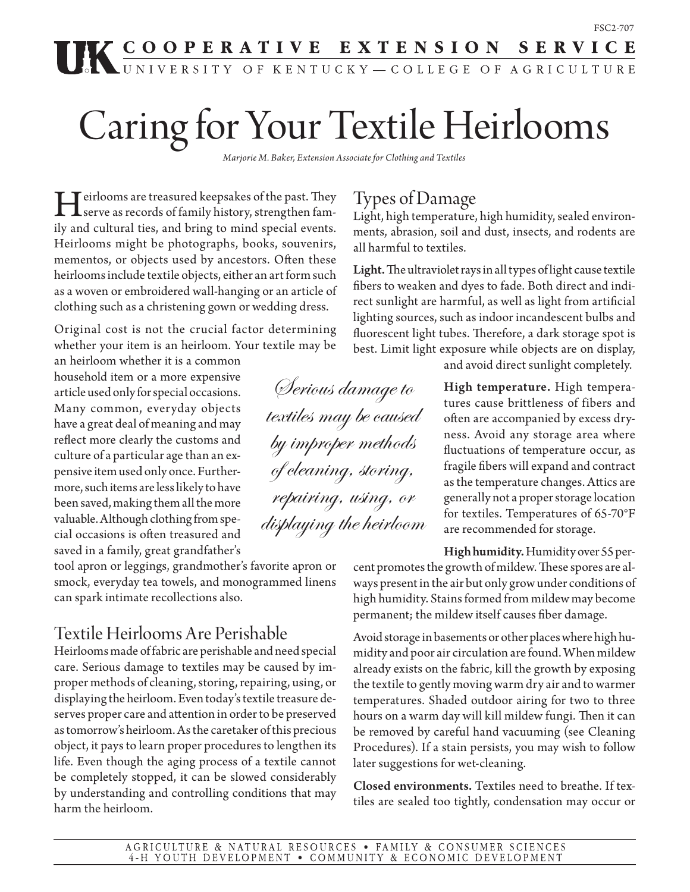FSC2-707

**COOPERATIVE EXTENSION SERVICE**
UNIVERSITY OF KENTUCKY—COLLEGE OF AGRICULTURE

# Caring for Your Textile Heirlooms

*Marjorie M. Baker, Extension Associate for Clothing and Textiles*

Heirlooms are treasured keepsakes of the past. They serve as records of family history, strengthen family and cultural ties, and bring to mind special events. Heirlooms might be photographs, books, souvenirs, mementos, or objects used by ancestors. Often these heirlooms include textile objects, either an art form such as a woven or embroidered wall-hanging or an article of clothing such as a christening gown or wedding dress.

Original cost is not the crucial factor determining whether your item is an heirloom. Your textile may be an heirloom whether it is a common household item or a more expensive article used only for special occasions. Many common, everyday objects have a great deal of meaning and may reflect more clearly the customs and culture of a particular age than an expensive item used only once. Furthermore, such items are less likely to have been saved, making them all the more valuable. Although clothing from special occasions is often treasured and saved in a family, great grandfather's tool apron or leggings, grandmother's favorite apron or smock, everyday tea towels, and monogrammed linens can spark intimate recollections also.

*Serious damage to textiles may be caused by improper methods of cleaning, storing, repairing, using, or displaying the heirloom*

## Textile Heirlooms Are Perishable

Heirlooms made of fabric are perishable and need special care. Serious damage to textiles may be caused by improper methods of cleaning, storing, repairing, using, or displaying the heirloom. Even today's textile treasure deserves proper care and attention in order to be preserved as tomorrow's heirloom. As the caretaker of this precious object, it pays to learn proper procedures to lengthen its life. Even though the aging process of a textile cannot be completely stopped, it can be slowed considerably by understanding and controlling conditions that may harm the heirloom.

## Types of Damage

Light, high temperature, high humidity, sealed environments, abrasion, soil and dust, insects, and rodents are all harmful to textiles.

**Light.** The ultraviolet rays in all types of light cause textile fibers to weaken and dyes to fade. Both direct and indirect sunlight are harmful, as well as light from artificial lighting sources, such as indoor incandescent bulbs and fluorescent light tubes. Therefore, a dark storage spot is best. Limit light exposure while objects are on display, and avoid direct sunlight completely.

**High temperature.** High temperatures cause brittleness of fibers and often are accompanied by excess dryness. Avoid any storage area where fluctuations of temperature occur, as fragile fibers will expand and contract as the temperature changes. Attics are generally not a proper storage location for textiles. Temperatures of 65-70°F are recommended for storage.

**High humidity.** Humidity over 55 percent promotes the growth of mildew. These spores are always present in the air but only grow under conditions of high humidity. Stains formed from mildew may become permanent; the mildew itself causes fiber damage.

Avoid storage in basements or other places where high humidity and poor air circulation are found. When mildew already exists on the fabric, kill the growth by exposing the textile to gently moving warm dry air and to warmer temperatures. Shaded outdoor airing for two to three hours on a warm day will kill mildew fungi. Then it can be removed by careful hand vacuuming (see Cleaning Procedures). If a stain persists, you may wish to follow later suggestions for wet-cleaning.

**Closed environments.** Textiles need to breathe. If textiles are sealed too tightly, condensation may occur or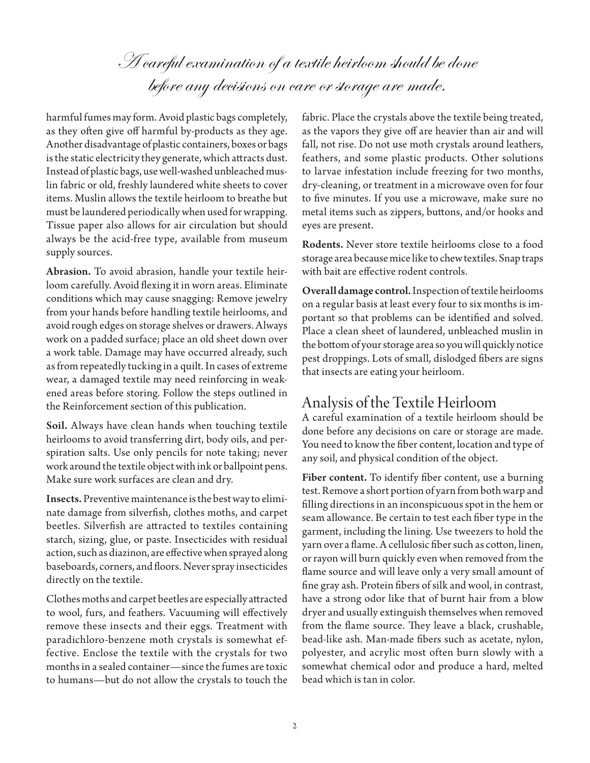*A careful examination of a textile heirloom should be done before any decisions on care or storage are made.*

harmful fumes may form. Avoid plastic bags completely, as they often give off harmful by-products as they age. Another disadvantage of plastic containers, boxes or bags is the static electricity they generate, which attracts dust. Instead of plastic bags, use well-washed unbleached muslin fabric or old, freshly laundered white sheets to cover items. Muslin allows the textile heirloom to breathe but must be laundered periodically when used for wrapping. Tissue paper also allows for air circulation but should always be the acid-free type, available from museum supply sources.

**Abrasion.** To avoid abrasion, handle your textile heirloom carefully. Avoid flexing it in worn areas. Eliminate conditions which may cause snagging: Remove jewelry from your hands before handling textile heirlooms, and avoid rough edges on storage shelves or drawers. Always work on a padded surface; place an old sheet down over a work table. Damage may have occurred already, such as from repeatedly tucking in a quilt. In cases of extreme wear, a damaged textile may need reinforcing in weakened areas before storing. Follow the steps outlined in the Reinforcement section of this publication.

**Soil.** Always have clean hands when touching textile heirlooms to avoid transferring dirt, body oils, and perspiration salts. Use only pencils for note taking; never work around the textile object with ink or ballpoint pens. Make sure work surfaces are clean and dry.

**Insects.** Preventive maintenance is the best way to eliminate damage from silverfish, clothes moths, and carpet beetles. Silverfish are attracted to textiles containing starch, sizing, glue, or paste. Insecticides with residual action, such as diazinon, are effective when sprayed along baseboards, corners, and floors. Never spray insecticides directly on the textile.

Clothes moths and carpet beetles are especially attracted to wool, furs, and feathers. Vacuuming will effectively remove these insects and their eggs. Treatment with paradichloro-benzene moth crystals is somewhat effective. Enclose the textile with the crystals for two months in a sealed container—since the fumes are toxic to humans—but do not allow the crystals to touch the fabric. Place the crystals above the textile being treated, as the vapors they give off are heavier than air and will fall, not rise. Do not use moth crystals around leathers, feathers, and some plastic products. Other solutions to larvae infestation include freezing for two months, dry-cleaning, or treatment in a microwave oven for four to five minutes. If you use a microwave, make sure no metal items such as zippers, buttons, and/or hooks and eyes are present.

**Rodents.** Never store textile heirlooms close to a food storage area because mice like to chew textiles. Snap traps with bait are effective rodent controls.

**Overall damage control.** Inspection of textile heirlooms on a regular basis at least every four to six months is important so that problems can be identified and solved. Place a clean sheet of laundered, unbleached muslin in the bottom of your storage area so you will quickly notice pest droppings. Lots of small, dislodged fibers are signs that insects are eating your heirloom.

## Analysis of the Textile Heirloom

A careful examination of a textile heirloom should be done before any decisions on care or storage are made. You need to know the fiber content, location and type of any soil, and physical condition of the object.

**Fiber content.** To identify fiber content, use a burning test. Remove a short portion of yarn from both warp and filling directions in an inconspicuous spot in the hem or seam allowance. Be certain to test each fiber type in the garment, including the lining. Use tweezers to hold the yarn over a flame. A cellulosic fiber such as cotton, linen, or rayon will burn quickly even when removed from the flame source and will leave only a very small amount of fine gray ash. Protein fibers of silk and wool, in contrast, have a strong odor like that of burnt hair from a blow dryer and usually extinguish themselves when removed from the flame source. They leave a black, crushable, bead-like ash. Man-made fibers such as acetate, nylon, polyester, and acrylic most often burn slowly with a somewhat chemical odor and produce a hard, melted bead which is tan in color.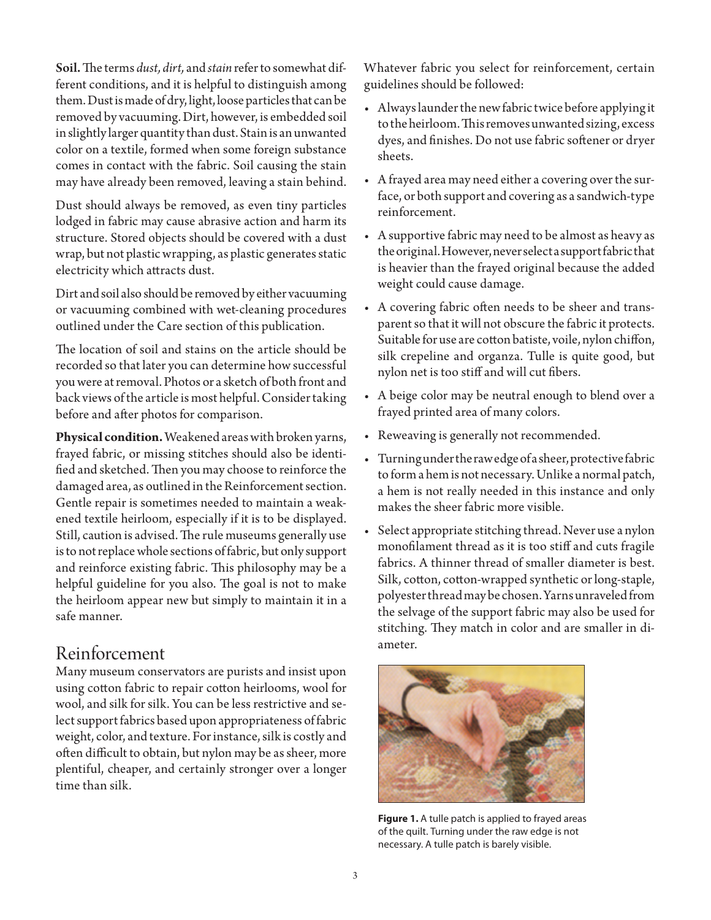**Soil.** The terms *dust, dirt,* and *stain* refer to somewhat different conditions, and it is helpful to distinguish among them. Dust is made of dry, light, loose particles that can be removed by vacuuming. Dirt, however, is embedded soil in slightly larger quantity than dust. Stain is an unwanted color on a textile, formed when some foreign substance comes in contact with the fabric. Soil causing the stain may have already been removed, leaving a stain behind.

Dust should always be removed, as even tiny particles lodged in fabric may cause abrasive action and harm its structure. Stored objects should be covered with a dust wrap, but not plastic wrapping, as plastic generates static electricity which attracts dust.

Dirt and soil also should be removed by either vacuuming or vacuuming combined with wet-cleaning procedures outlined under the Care section of this publication.

The location of soil and stains on the article should be recorded so that later you can determine how successful you were at removal. Photos or a sketch of both front and back views of the article is most helpful. Consider taking before and after photos for comparison.

**Physical condition.** Weakened areas with broken yarns, frayed fabric, or missing stitches should also be identified and sketched. Then you may choose to reinforce the damaged area, as outlined in the Reinforcement section. Gentle repair is sometimes needed to maintain a weakened textile heirloom, especially if it is to be displayed. Still, caution is advised. The rule museums generally use is to not replace whole sections of fabric, but only support and reinforce existing fabric. This philosophy may be a helpful guideline for you also. The goal is not to make the heirloom appear new but simply to maintain it in a safe manner.

## Reinforcement

Many museum conservators are purists and insist upon using cotton fabric to repair cotton heirlooms, wool for wool, and silk for silk. You can be less restrictive and select support fabrics based upon appropriateness of fabric weight, color, and texture. For instance, silk is costly and often difficult to obtain, but nylon may be as sheer, more plentiful, cheaper, and certainly stronger over a longer time than silk.

Whatever fabric you select for reinforcement, certain guidelines should be followed:

- Always launder the new fabric twice before applying it to the heirloom. This removes unwanted sizing, excess dyes, and finishes. Do not use fabric softener or dryer sheets.
- A frayed area may need either a covering over the surface, or both support and covering as a sandwich-type reinforcement.
- A supportive fabric may need to be almost as heavy as the original. However, never select a support fabric that is heavier than the frayed original because the added weight could cause damage.
- A covering fabric often needs to be sheer and transparent so that it will not obscure the fabric it protects. Suitable for use are cotton batiste, voile, nylon chiffon, silk crepeline and organza. Tulle is quite good, but nylon net is too stiff and will cut fibers.
- A beige color may be neutral enough to blend over a frayed printed area of many colors.
- Reweaving is generally not recommended.
- Turning under the raw edge of a sheer, protective fabric to form a hem is not necessary. Unlike a normal patch, a hem is not really needed in this instance and only makes the sheer fabric more visible.
- Select appropriate stitching thread. Never use a nylon monofilament thread as it is too stiff and cuts fragile fabrics. A thinner thread of smaller diameter is best. Silk, cotton, cotton-wrapped synthetic or long-staple, polyester thread may be chosen. Yarns unraveled from the selvage of the support fabric may also be used for stitching. They match in color and are smaller in diameter.

**Figure 1.** A tulle patch is applied to frayed areas of the quilt. Turning under the raw edge is not necessary. A tulle patch is barely visible.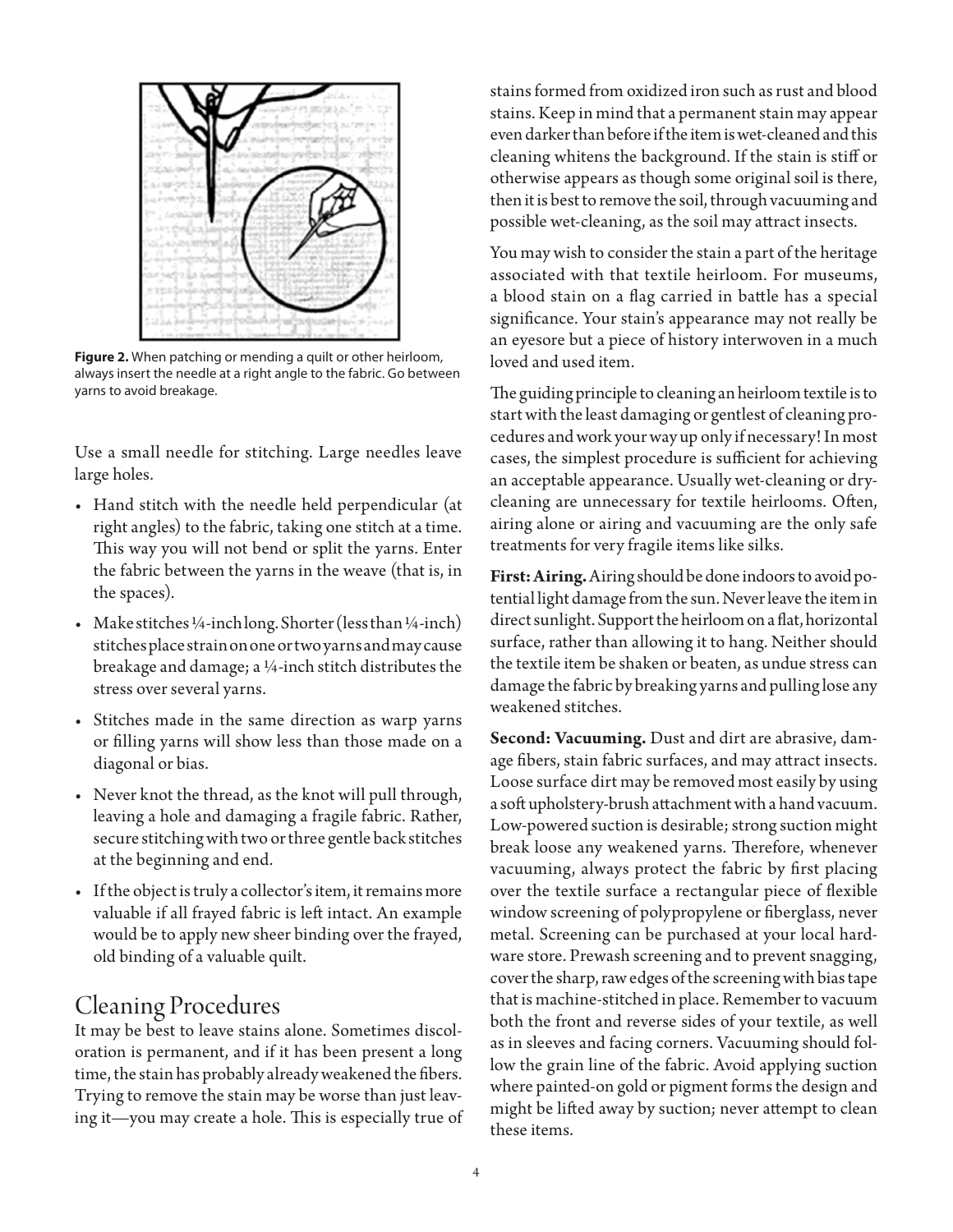**Figure 2.** When patching or mending a quilt or other heirloom, always insert the needle at a right angle to the fabric. Go between yarns to avoid breakage.

Use a small needle for stitching. Large needles leave large holes.

- Hand stitch with the needle held perpendicular (at right angles) to the fabric, taking one stitch at a time. This way you will not bend or split the yarns. Enter the fabric between the yarns in the weave (that is, in the spaces).
- Make stitches ¼-inch long. Shorter (less than ¼-inch) stitches place strain on one or two yarns and may cause breakage and damage; a ¼-inch stitch distributes the stress over several yarns.
- Stitches made in the same direction as warp yarns or filling yarns will show less than those made on a diagonal or bias.
- Never knot the thread, as the knot will pull through, leaving a hole and damaging a fragile fabric. Rather, secure stitching with two or three gentle back stitches at the beginning and end.
- If the object is truly a collector's item, it remains more valuable if all frayed fabric is left intact. An example would be to apply new sheer binding over the frayed, old binding of a valuable quilt.

## Cleaning Procedures

It may be best to leave stains alone. Sometimes discoloration is permanent, and if it has been present a long time, the stain has probably already weakened the fibers. Trying to remove the stain may be worse than just leaving it—you may create a hole. This is especially true of stains formed from oxidized iron such as rust and blood stains. Keep in mind that a permanent stain may appear even darker than before if the item is wet-cleaned and this cleaning whitens the background. If the stain is stiff or otherwise appears as though some original soil is there, then it is best to remove the soil, through vacuuming and possible wet-cleaning, as the soil may attract insects.

You may wish to consider the stain a part of the heritage associated with that textile heirloom. For museums, a blood stain on a flag carried in battle has a special significance. Your stain's appearance may not really be an eyesore but a piece of history interwoven in a much loved and used item.

The guiding principle to cleaning an heirloom textile is to start with the least damaging or gentlest of cleaning procedures and work your way up only if necessary! In most cases, the simplest procedure is sufficient for achieving an acceptable appearance. Usually wet-cleaning or dry-cleaning are unnecessary for textile heirlooms. Often, airing alone or airing and vacuuming are the only safe treatments for very fragile items like silks.

**First: Airing.** Airing should be done indoors to avoid potential light damage from the sun. Never leave the item in direct sunlight. Support the heirloom on a flat, horizontal surface, rather than allowing it to hang. Neither should the textile item be shaken or beaten, as undue stress can damage the fabric by breaking yarns and pulling lose any weakened stitches.

**Second: Vacuuming.** Dust and dirt are abrasive, damage fibers, stain fabric surfaces, and may attract insects. Loose surface dirt may be removed most easily by using a soft upholstery-brush attachment with a hand vacuum. Low-powered suction is desirable; strong suction might break loose any weakened yarns. Therefore, whenever vacuuming, always protect the fabric by first placing over the textile surface a rectangular piece of flexible window screening of polypropylene or fiberglass, never metal. Screening can be purchased at your local hardware store. Prewash screening and to prevent snagging, cover the sharp, raw edges of the screening with bias tape that is machine-stitched in place. Remember to vacuum both the front and reverse sides of your textile, as well as in sleeves and facing corners. Vacuuming should follow the grain line of the fabric. Avoid applying suction where painted-on gold or pigment forms the design and might be lifted away by suction; never attempt to clean these items.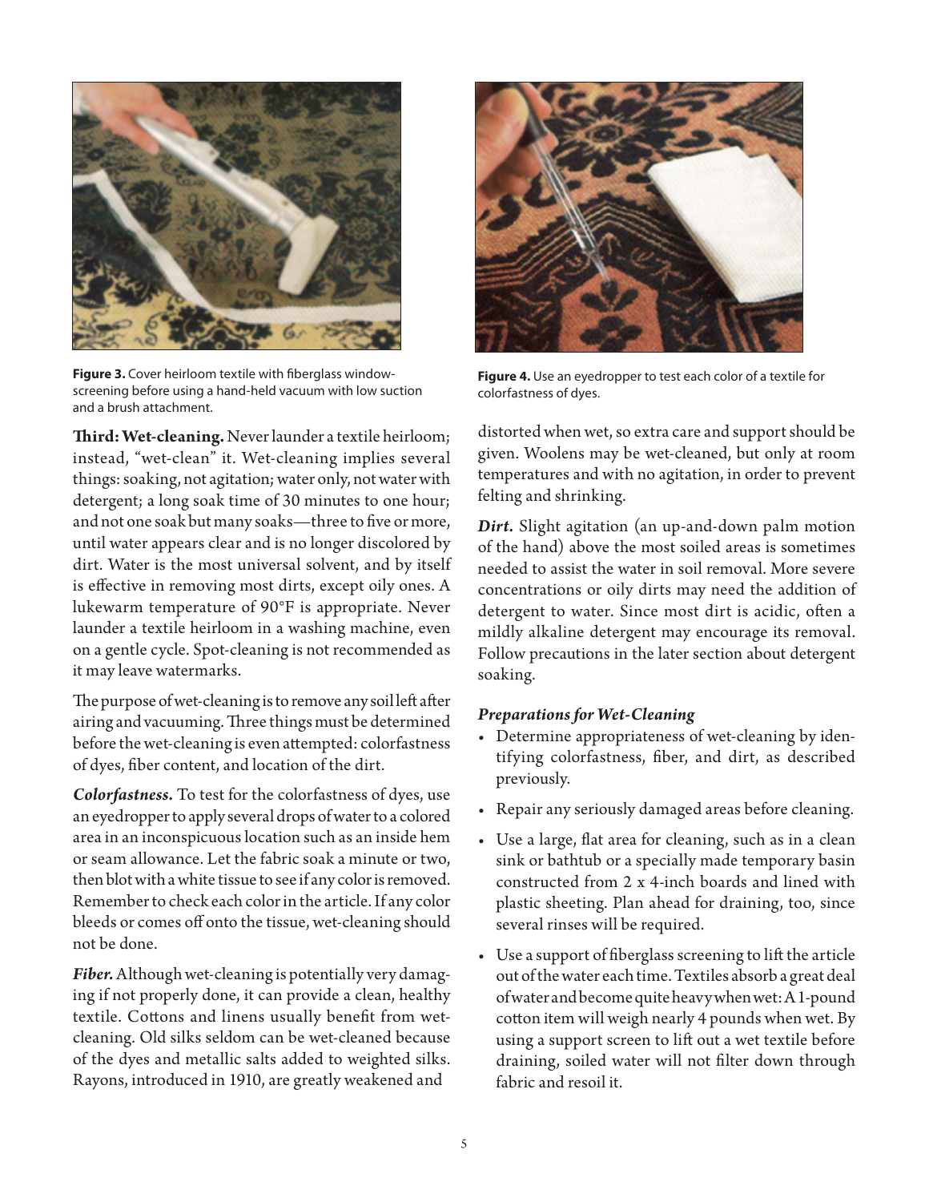Figure 3. Cover heirloom textile with fiberglass window-screening before using a hand-held vacuum with low suction and a brush attachment.

Figure 4. Use an eyedropper to test each color of a textile for colorfastness of dyes.

**Third: Wet-cleaning.** Never launder a textile heirloom; instead, "wet-clean" it. Wet-cleaning implies several things: soaking, not agitation; water only, not water with detergent; a long soak time of 30 minutes to one hour; and not one soak but many soaks—three to five or more, until water appears clear and is no longer discolored by dirt. Water is the most universal solvent, and by itself is effective in removing most dirts, except oily ones. A lukewarm temperature of 90°F is appropriate. Never launder a textile heirloom in a washing machine, even on a gentle cycle. Spot-cleaning is not recommended as it may leave watermarks.

The purpose of wet-cleaning is to remove any soil left after airing and vacuuming. Three things must be determined before the wet-cleaning is even attempted: colorfastness of dyes, fiber content, and location of the dirt.

***Colorfastness.*** To test for the colorfastness of dyes, use an eyedropper to apply several drops of water to a colored area in an inconspicuous location such as an inside hem or seam allowance. Let the fabric soak a minute or two, then blot with a white tissue to see if any color is removed. Remember to check each color in the article. If any color bleeds or comes off onto the tissue, wet-cleaning should not be done.

***Fiber.*** Although wet-cleaning is potentially very damaging if not properly done, it can provide a clean, healthy textile. Cottons and linens usually benefit from wet-cleaning. Old silks seldom can be wet-cleaned because of the dyes and metallic salts added to weighted silks. Rayons, introduced in 1910, are greatly weakened and distorted when wet, so extra care and support should be given. Woolens may be wet-cleaned, but only at room temperatures and with no agitation, in order to prevent felting and shrinking.

***Dirt.*** Slight agitation (an up-and-down palm motion of the hand) above the most soiled areas is sometimes needed to assist the water in soil removal. More severe concentrations or oily dirts may need the addition of detergent to water. Since most dirt is acidic, often a mildly alkaline detergent may encourage its removal. Follow precautions in the later section about detergent soaking.

### *Preparations for Wet-Cleaning*

- Determine appropriateness of wet-cleaning by identifying colorfastness, fiber, and dirt, as described previously.
- Repair any seriously damaged areas before cleaning.
- Use a large, flat area for cleaning, such as in a clean sink or bathtub or a specially made temporary basin constructed from 2 x 4-inch boards and lined with plastic sheeting. Plan ahead for draining, too, since several rinses will be required.
- Use a support of fiberglass screening to lift the article out of the water each time. Textiles absorb a great deal of water and become quite heavy when wet: A 1-pound cotton item will weigh nearly 4 pounds when wet. By using a support screen to lift out a wet textile before draining, soiled water will not filter down through fabric and resoil it.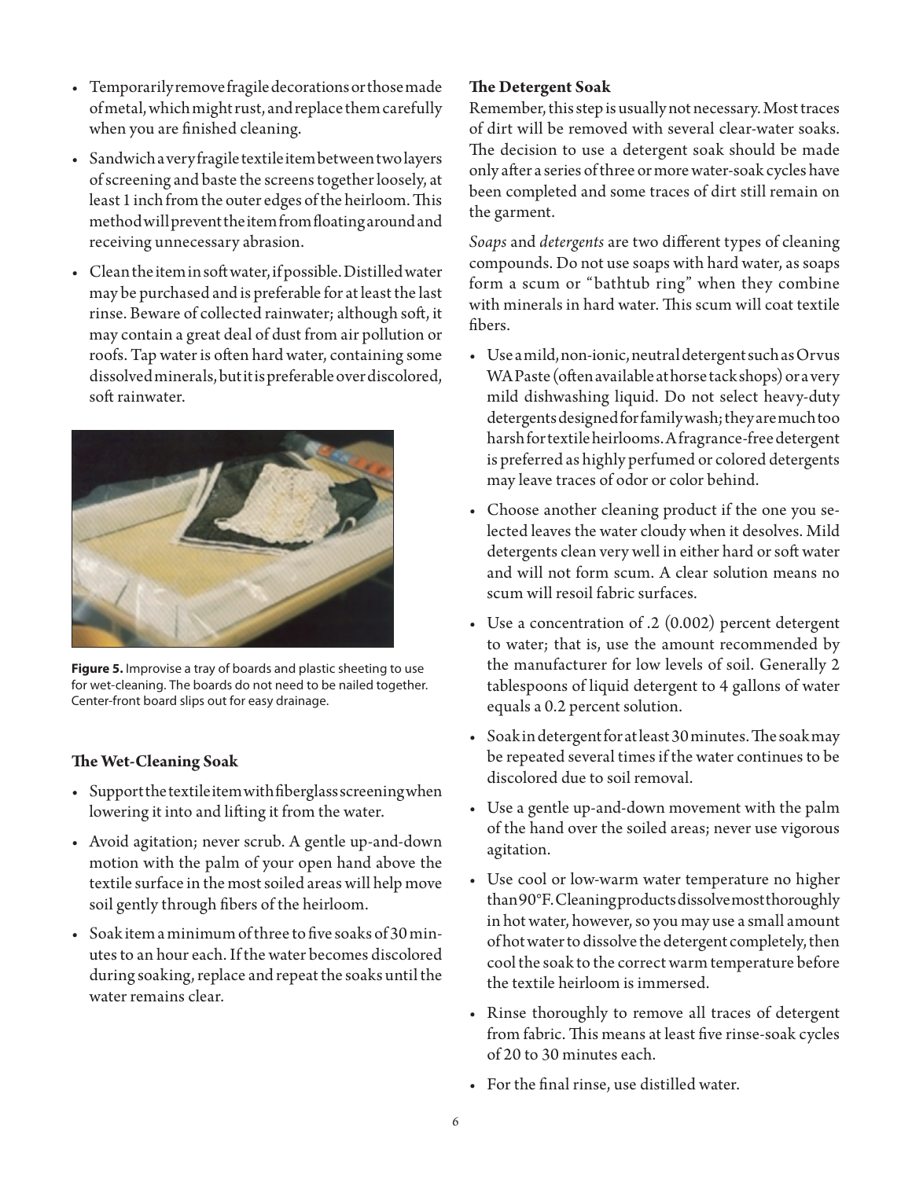- Temporarily remove fragile decorations or those made of metal, which might rust, and replace them carefully when you are finished cleaning.
- Sandwich a very fragile textile item between two layers of screening and baste the screens together loosely, at least 1 inch from the outer edges of the heirloom. This method will prevent the item from floating around and receiving unnecessary abrasion.
- Clean the item in soft water, if possible. Distilled water may be purchased and is preferable for at least the last rinse. Beware of collected rainwater; although soft, it may contain a great deal of dust from air pollution or roofs. Tap water is often hard water, containing some dissolved minerals, but it is preferable over discolored, soft rainwater.

**Figure 5.** Improvise a tray of boards and plastic sheeting to use for wet-cleaning. The boards do not need to be nailed together. Center-front board slips out for easy drainage.

### The Wet-Cleaning Soak

- Support the textile item with fiberglass screening when lowering it into and lifting it from the water.
- Avoid agitation; never scrub. A gentle up-and-down motion with the palm of your open hand above the textile surface in the most soiled areas will help move soil gently through fibers of the heirloom.
- Soak item a minimum of three to five soaks of 30 minutes to an hour each. If the water becomes discolored during soaking, replace and repeat the soaks until the water remains clear.

### The Detergent Soak

Remember, this step is usually not necessary. Most traces of dirt will be removed with several clear-water soaks. The decision to use a detergent soak should be made only after a series of three or more water-soak cycles have been completed and some traces of dirt still remain on the garment.

*Soaps* and *detergents* are two different types of cleaning compounds. Do not use soaps with hard water, as soaps form a scum or "bathtub ring" when they combine with minerals in hard water. This scum will coat textile fibers.

- Use a mild, non-ionic, neutral detergent such as Orvus WA Paste (often available at horse tack shops) or a very mild dishwashing liquid. Do not select heavy-duty detergents designed for family wash; they are much too harsh for textile heirlooms. A fragrance-free detergent is preferred as highly perfumed or colored detergents may leave traces of odor or color behind.
- Choose another cleaning product if the one you selected leaves the water cloudy when it desolves. Mild detergents clean very well in either hard or soft water and will not form scum. A clear solution means no scum will resoil fabric surfaces.
- Use a concentration of .2 (0.002) percent detergent to water; that is, use the amount recommended by the manufacturer for low levels of soil. Generally 2 tablespoons of liquid detergent to 4 gallons of water equals a 0.2 percent solution.
- Soak in detergent for at least 30 minutes. The soak may be repeated several times if the water continues to be discolored due to soil removal.
- Use a gentle up-and-down movement with the palm of the hand over the soiled areas; never use vigorous agitation.
- Use cool or low-warm water temperature no higher than 90°F. Cleaning products dissolve most thoroughly in hot water, however, so you may use a small amount of hot water to dissolve the detergent completely, then cool the soak to the correct warm temperature before the textile heirloom is immersed.
- Rinse thoroughly to remove all traces of detergent from fabric. This means at least five rinse-soak cycles of 20 to 30 minutes each.
- For the final rinse, use distilled water.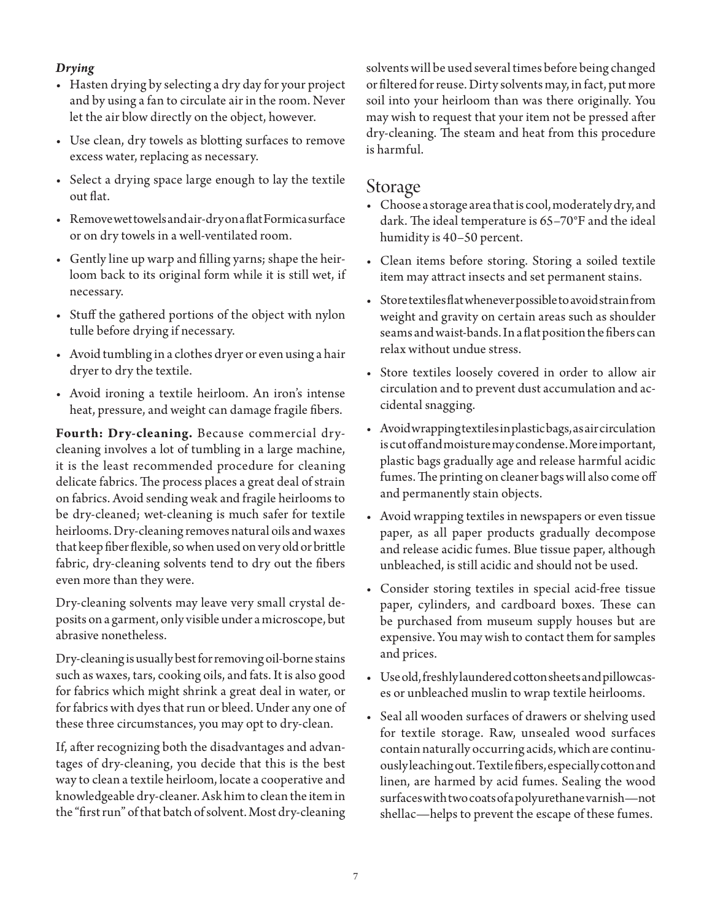### *Drying*

- Hasten drying by selecting a dry day for your project and by using a fan to circulate air in the room. Never let the air blow directly on the object, however.
- Use clean, dry towels as blotting surfaces to remove excess water, replacing as necessary.
- Select a drying space large enough to lay the textile out flat.
- Remove wet towels and air-dry on a flat Formica surface or on dry towels in a well-ventilated room.
- Gently line up warp and filling yarns; shape the heirloom back to its original form while it is still wet, if necessary.
- Stuff the gathered portions of the object with nylon tulle before drying if necessary.
- Avoid tumbling in a clothes dryer or even using a hair dryer to dry the textile.
- Avoid ironing a textile heirloom. An iron's intense heat, pressure, and weight can damage fragile fibers.

**Fourth: Dry-cleaning.** Because commercial dry-cleaning involves a lot of tumbling in a large machine, it is the least recommended procedure for cleaning delicate fabrics. The process places a great deal of strain on fabrics. Avoid sending weak and fragile heirlooms to be dry-cleaned; wet-cleaning is much safer for textile heirlooms. Dry-cleaning removes natural oils and waxes that keep fiber flexible, so when used on very old or brittle fabric, dry-cleaning solvents tend to dry out the fibers even more than they were.

Dry-cleaning solvents may leave very small crystal deposits on a garment, only visible under a microscope, but abrasive nonetheless.

Dry-cleaning is usually best for removing oil-borne stains such as waxes, tars, cooking oils, and fats. It is also good for fabrics which might shrink a great deal in water, or for fabrics with dyes that run or bleed. Under any one of these three circumstances, you may opt to dry-clean.

If, after recognizing both the disadvantages and advantages of dry-cleaning, you decide that this is the best way to clean a textile heirloom, locate a cooperative and knowledgeable dry-cleaner. Ask him to clean the item in the "first run" of that batch of solvent. Most dry-cleaning solvents will be used several times before being changed or filtered for reuse. Dirty solvents may, in fact, put more soil into your heirloom than was there originally. You may wish to request that your item not be pressed after dry-cleaning. The steam and heat from this procedure is harmful.

## Storage

- Choose a storage area that is cool, moderately dry, and dark. The ideal temperature is 65–70°F and the ideal humidity is 40–50 percent.
- Clean items before storing. Storing a soiled textile item may attract insects and set permanent stains.
- Store textiles flat whenever possible to avoid strain from weight and gravity on certain areas such as shoulder seams and waist-bands. In a flat position the fibers can relax without undue stress.
- Store textiles loosely covered in order to allow air circulation and to prevent dust accumulation and accidental snagging.
- Avoid wrapping textiles in plastic bags, as air circulation is cut off and moisture may condense. More important, plastic bags gradually age and release harmful acidic fumes. The printing on cleaner bags will also come off and permanently stain objects.
- Avoid wrapping textiles in newspapers or even tissue paper, as all paper products gradually decompose and release acidic fumes. Blue tissue paper, although unbleached, is still acidic and should not be used.
- Consider storing textiles in special acid-free tissue paper, cylinders, and cardboard boxes. These can be purchased from museum supply houses but are expensive. You may wish to contact them for samples and prices.
- Use old, freshly laundered cotton sheets and pillowcases or unbleached muslin to wrap textile heirlooms.
- Seal all wooden surfaces of drawers or shelving used for textile storage. Raw, unsealed wood surfaces contain naturally occurring acids, which are continuously leaching out. Textile fibers, especially cotton and linen, are harmed by acid fumes. Sealing the wood surfaces with two coats of a polyurethane varnish—not shellac—helps to prevent the escape of these fumes.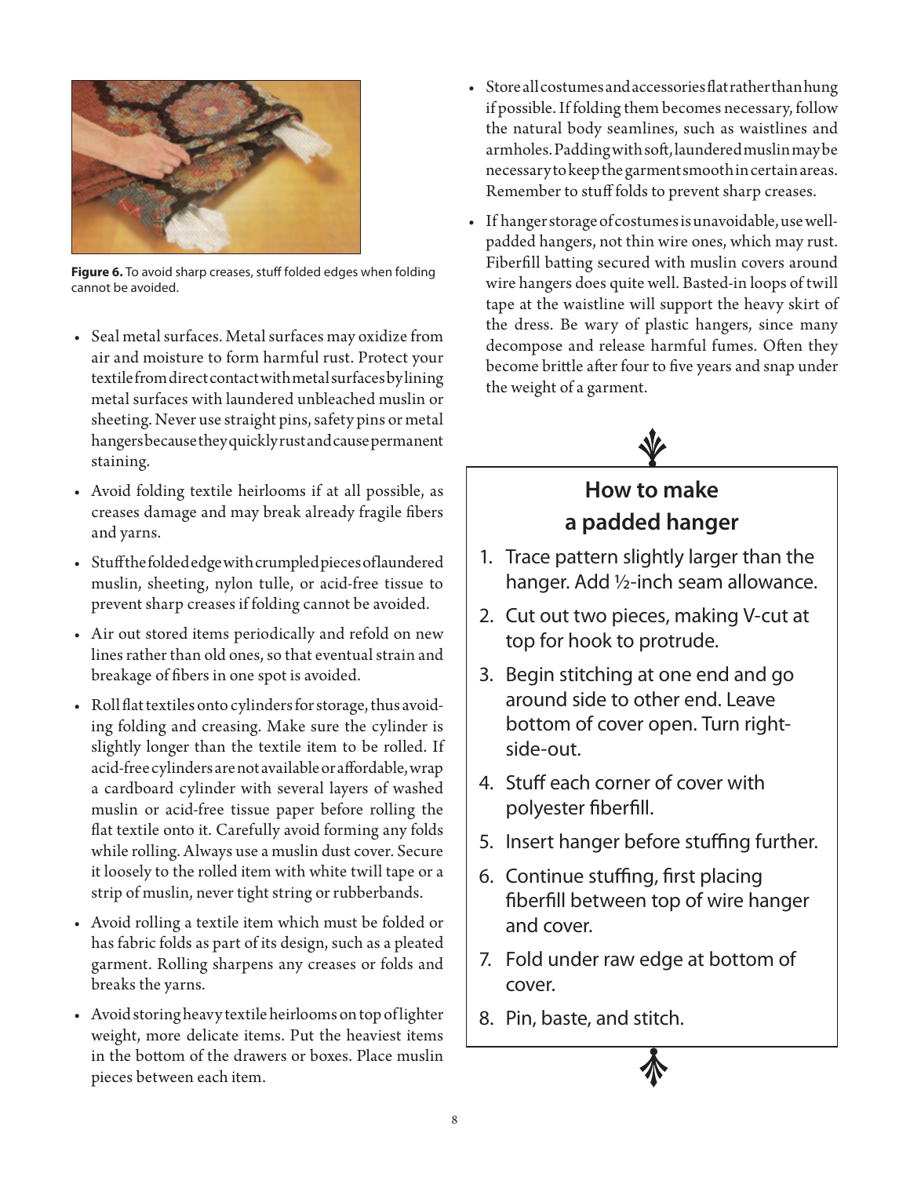**Figure 6.** To avoid sharp creases, stuff folded edges when folding cannot be avoided.

- Seal metal surfaces. Metal surfaces may oxidize from air and moisture to form harmful rust. Protect your textile from direct contact with metal surfaces by lining metal surfaces with laundered unbleached muslin or sheeting. Never use straight pins, safety pins or metal hangers because they quickly rust and cause permanent staining.
- Avoid folding textile heirlooms if at all possible, as creases damage and may break already fragile fibers and yarns.
- Stuff the folded edge with crumpled pieces of laundered muslin, sheeting, nylon tulle, or acid-free tissue to prevent sharp creases if folding cannot be avoided.
- Air out stored items periodically and refold on new lines rather than old ones, so that eventual strain and breakage of fibers in one spot is avoided.
- Roll flat textiles onto cylinders for storage, thus avoiding folding and creasing. Make sure the cylinder is slightly longer than the textile item to be rolled. If acid-free cylinders are not available or affordable, wrap a cardboard cylinder with several layers of washed muslin or acid-free tissue paper before rolling the flat textile onto it. Carefully avoid forming any folds while rolling. Always use a muslin dust cover. Secure it loosely to the rolled item with white twill tape or a strip of muslin, never tight string or rubberbands.
- Avoid rolling a textile item which must be folded or has fabric folds as part of its design, such as a pleated garment. Rolling sharpens any creases or folds and breaks the yarns.
- Avoid storing heavy textile heirlooms on top of lighter weight, more delicate items. Put the heaviest items in the bottom of the drawers or boxes. Place muslin pieces between each item.
- Store all costumes and accessories flat rather than hung if possible. If folding them becomes necessary, follow the natural body seamlines, such as waistlines and armholes. Padding with soft, laundered muslin may be necessary to keep the garment smooth in certain areas. Remember to stuff folds to prevent sharp creases.
- If hanger storage of costumes is unavoidable, use well-padded hangers, not thin wire ones, which may rust. Fiberfill batting secured with muslin covers around wire hangers does quite well. Basted-in loops of twill tape at the waistline will support the heavy skirt of the dress. Be wary of plastic hangers, since many decompose and release harmful fumes. Often they become brittle after four to five years and snap under the weight of a garment.

## How to make a padded hanger

1. Trace pattern slightly larger than the hanger. Add ½-inch seam allowance.
2. Cut out two pieces, making V-cut at top for hook to protrude.
3. Begin stitching at one end and go around side to other end. Leave bottom of cover open. Turn right-side-out.
4. Stuff each corner of cover with polyester fiberfill.
5. Insert hanger before stuffing further.
6. Continue stuffing, first placing fiberfill between top of wire hanger and cover.
7. Fold under raw edge at bottom of cover.
8. Pin, baste, and stitch.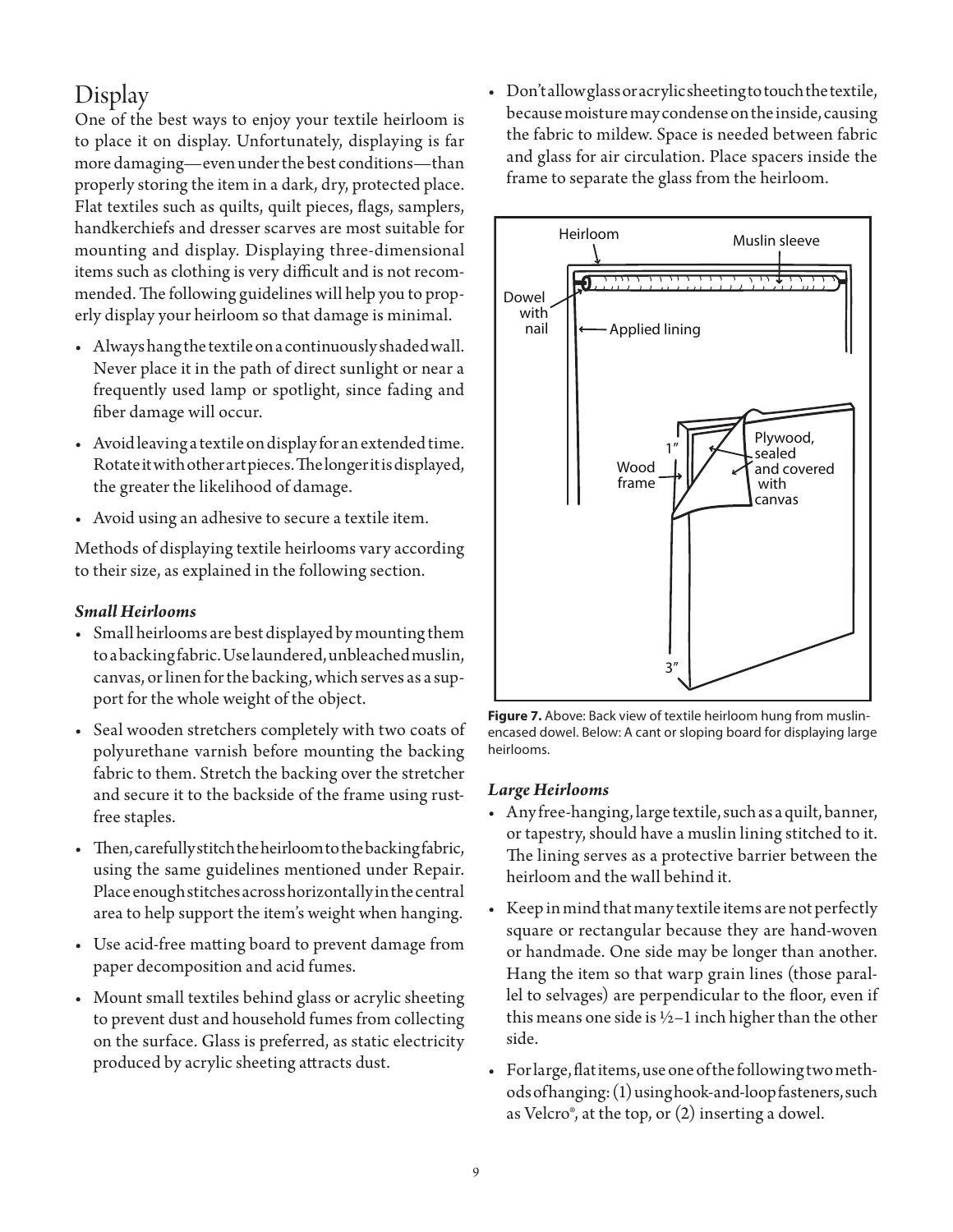## Display

One of the best ways to enjoy your textile heirloom is to place it on display. Unfortunately, displaying is far more damaging—even under the best conditions—than properly storing the item in a dark, dry, protected place. Flat textiles such as quilts, quilt pieces, flags, samplers, handkerchiefs and dresser scarves are most suitable for mounting and display. Displaying three-dimensional items such as clothing is very difficult and is not recommended. The following guidelines will help you to properly display your heirloom so that damage is minimal.

- Always hang the textile on a continuously shaded wall. Never place it in the path of direct sunlight or near a frequently used lamp or spotlight, since fading and fiber damage will occur.
- Avoid leaving a textile on display for an extended time. Rotate it with other art pieces. The longer it is displayed, the greater the likelihood of damage.
- Avoid using an adhesive to secure a textile item.

Methods of displaying textile heirlooms vary according to their size, as explained in the following section.

### *Small Heirlooms*

- Small heirlooms are best displayed by mounting them to a backing fabric. Use laundered, unbleached muslin, canvas, or linen for the backing, which serves as a support for the whole weight of the object.
- Seal wooden stretchers completely with two coats of polyurethane varnish before mounting the backing fabric to them. Stretch the backing over the stretcher and secure it to the backside of the frame using rust-free staples.
- Then, carefully stitch the heirloom to the backing fabric, using the same guidelines mentioned under Repair. Place enough stitches across horizontally in the central area to help support the item's weight when hanging.
- Use acid-free matting board to prevent damage from paper decomposition and acid fumes.
- Mount small textiles behind glass or acrylic sheeting to prevent dust and household fumes from collecting on the surface. Glass is preferred, as static electricity produced by acrylic sheeting attracts dust.
- Don't allow glass or acrylic sheeting to touch the textile, because moisture may condense on the inside, causing the fabric to mildew. Space is needed between fabric and glass for air circulation. Place spacers inside the frame to separate the glass from the heirloom.

**Figure 7.** Above: Back view of textile heirloom hung from muslin-encased dowel. Below: A cant or sloping board for displaying large heirlooms.

### *Large Heirlooms*

- Any free-hanging, large textile, such as a quilt, banner, or tapestry, should have a muslin lining stitched to it. The lining serves as a protective barrier between the heirloom and the wall behind it.
- Keep in mind that many textile items are not perfectly square or rectangular because they are hand-woven or handmade. One side may be longer than another. Hang the item so that warp grain lines (those parallel to selvages) are perpendicular to the floor, even if this means one side is ½–1 inch higher than the other side.
- For large, flat items, use one of the following two methods of hanging: (1) using hook-and-loop fasteners, such as Velcro®, at the top, or (2) inserting a dowel.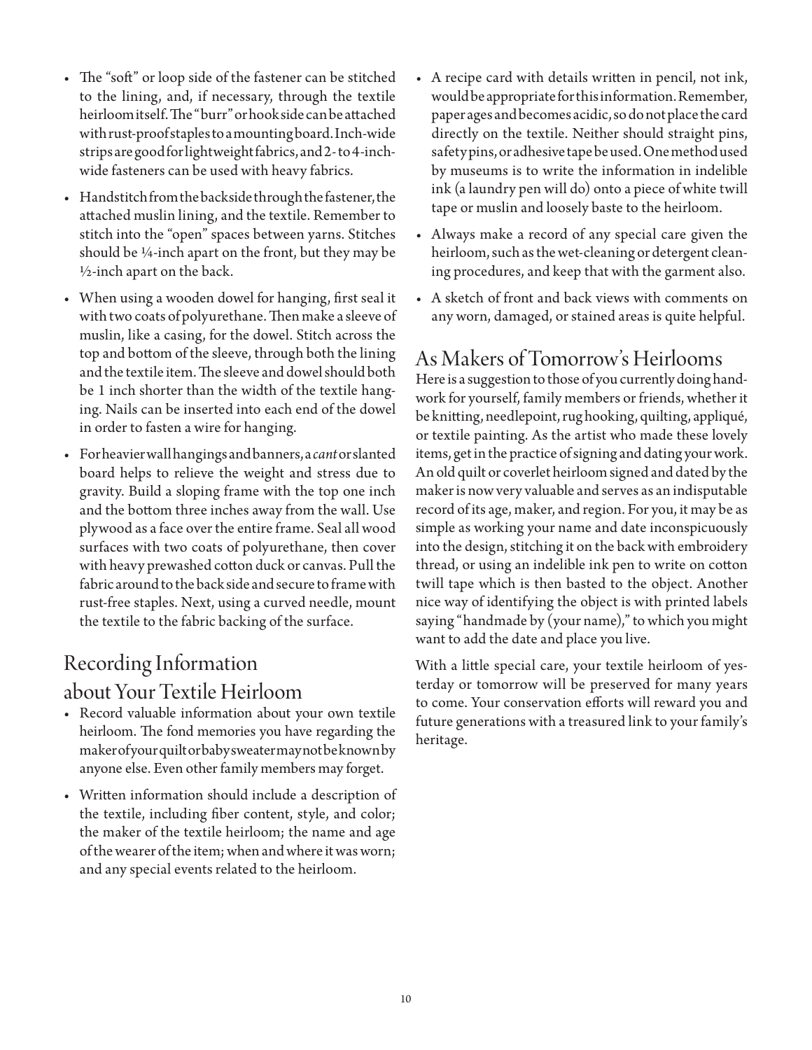- The "soft" or loop side of the fastener can be stitched to the lining, and, if necessary, through the textile heirloom itself. The "burr" or hook side can be attached with rust-proof staples to a mounting board. Inch-wide strips are good for lightweight fabrics, and 2- to 4-inch-wide fasteners can be used with heavy fabrics.
- Handstitch from the backside through the fastener, the attached muslin lining, and the textile. Remember to stitch into the "open" spaces between yarns. Stitches should be ¼-inch apart on the front, but they may be ½-inch apart on the back.
- When using a wooden dowel for hanging, first seal it with two coats of polyurethane. Then make a sleeve of muslin, like a casing, for the dowel. Stitch across the top and bottom of the sleeve, through both the lining and the textile item. The sleeve and dowel should both be 1 inch shorter than the width of the textile hanging. Nails can be inserted into each end of the dowel in order to fasten a wire for hanging.
- For heavier wall hangings and banners, a *cant* or slanted board helps to relieve the weight and stress due to gravity. Build a sloping frame with the top one inch and the bottom three inches away from the wall. Use plywood as a face over the entire frame. Seal all wood surfaces with two coats of polyurethane, then cover with heavy prewashed cotton duck or canvas. Pull the fabric around to the back side and secure to frame with rust-free staples. Next, using a curved needle, mount the textile to the fabric backing of the surface.

## Recording Information about Your Textile Heirloom

- Record valuable information about your own textile heirloom. The fond memories you have regarding the maker of your quilt or baby sweater may not be known by anyone else. Even other family members may forget.
- Written information should include a description of the textile, including fiber content, style, and color; the maker of the textile heirloom; the name and age of the wearer of the item; when and where it was worn; and any special events related to the heirloom.
- A recipe card with details written in pencil, not ink, would be appropriate for this information. Remember, paper ages and becomes acidic, so do not place the card directly on the textile. Neither should straight pins, safety pins, or adhesive tape be used. One method used by museums is to write the information in indelible ink (a laundry pen will do) onto a piece of white twill tape or muslin and loosely baste to the heirloom.
- Always make a record of any special care given the heirloom, such as the wet-cleaning or detergent cleaning procedures, and keep that with the garment also.
- A sketch of front and back views with comments on any worn, damaged, or stained areas is quite helpful.

## As Makers of Tomorrow's Heirlooms

Here is a suggestion to those of you currently doing handwork for yourself, family members or friends, whether it be knitting, needlepoint, rug hooking, quilting, appliqué, or textile painting. As the artist who made these lovely items, get in the practice of signing and dating your work. An old quilt or coverlet heirloom signed and dated by the maker is now very valuable and serves as an indisputable record of its age, maker, and region. For you, it may be as simple as working your name and date inconspicuously into the design, stitching it on the back with embroidery thread, or using an indelible ink pen to write on cotton twill tape which is then basted to the object. Another nice way of identifying the object is with printed labels saying "handmade by (your name)," to which you might want to add the date and place you live.

With a little special care, your textile heirloom of yesterday or tomorrow will be preserved for many years to come. Your conservation efforts will reward you and future generations with a treasured link to your family's heritage.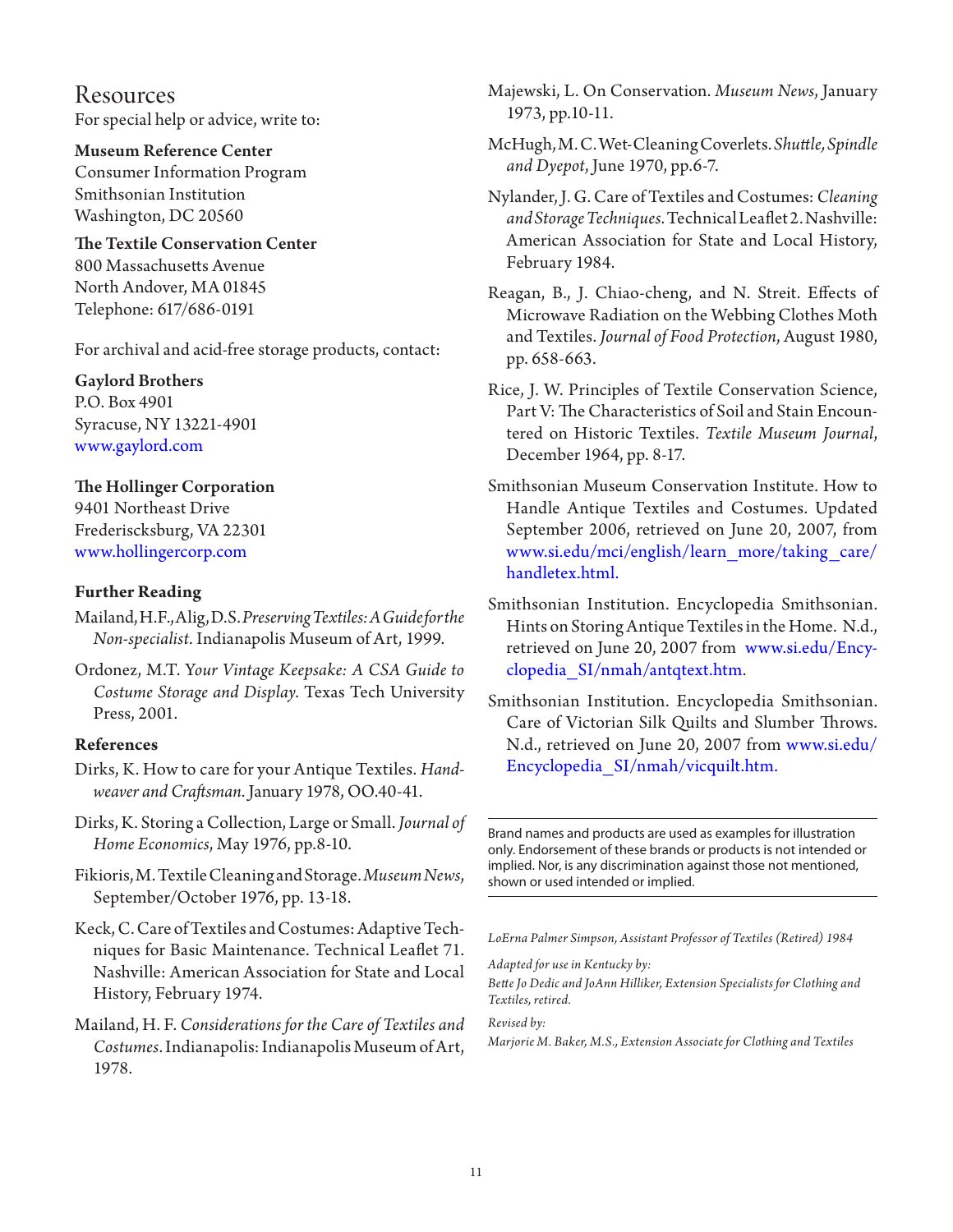## Resources

For special help or advice, write to:

**Museum Reference Center**
Consumer Information Program
Smithsonian Institution
Washington, DC 20560

**The Textile Conservation Center**
800 Massachusetts Avenue
North Andover, MA 01845
Telephone: 617/686-0191

For archival and acid-free storage products, contact:

**Gaylord Brothers**
P.O. Box 4901
Syracuse, NY 13221-4901
www.gaylord.com

**The Hollinger Corporation**
9401 Northeast Drive
Frederiscksburg, VA 22301
www.hollingercorp.com

### Further Reading

Mailand, H.F., Alig, D.S. *Preserving Textiles: A Guide for the Non-specialist*. Indianapolis Museum of Art, 1999.

Ordonez, M.T. *Your Vintage Keepsake: A CSA Guide to Costume Storage and Display*. Texas Tech University Press, 2001.

### References

Dirks, K. How to care for your Antique Textiles. *Handweaver and Craftsman*. January 1978, OO.40-41.

Dirks, K. Storing a Collection, Large or Small. *Journal of Home Economics*, May 1976, pp.8-10.

Fikioris, M. Textile Cleaning and Storage. *Museum News*, September/October 1976, pp. 13-18.

Keck, C. Care of Textiles and Costumes: Adaptive Techniques for Basic Maintenance. Technical Leaflet 71. Nashville: American Association for State and Local History, February 1974.

Mailand, H. F. *Considerations for the Care of Textiles and Costumes*. Indianapolis: Indianapolis Museum of Art, 1978.

Majewski, L. On Conservation. *Museum News*, January 1973, pp.10-11.

McHugh, M. C. Wet-Cleaning Coverlets. *Shuttle, Spindle and Dyepot*, June 1970, pp.6-7.

Nylander, J. G. Care of Textiles and Costumes: *Cleaning and Storage Techniques*. Technical Leaflet 2. Nashville: American Association for State and Local History, February 1984.

Reagan, B., J. Chiao-cheng, and N. Streit. Effects of Microwave Radiation on the Webbing Clothes Moth and Textiles. *Journal of Food Protection*, August 1980, pp. 658-663.

Rice, J. W. Principles of Textile Conservation Science, Part V: The Characteristics of Soil and Stain Encountered on Historic Textiles. *Textile Museum Journal*, December 1964, pp. 8-17.

Smithsonian Museum Conservation Institute. How to Handle Antique Textiles and Costumes. Updated September 2006, retrieved on June 20, 2007, from www.si.edu/mci/english/learn_more/taking_care/handletex.html.

Smithsonian Institution. Encyclopedia Smithsonian. Hints on Storing Antique Textiles in the Home. N.d., retrieved on June 20, 2007 from www.si.edu/Encyclopedia_SI/nmah/antqtext.htm.

Smithsonian Institution. Encyclopedia Smithsonian. Care of Victorian Silk Quilts and Slumber Throws. N.d., retrieved on June 20, 2007 from www.si.edu/Encyclopedia_SI/nmah/vicquilt.htm.

---

Brand names and products are used as examples for illustration only. Endorsement of these brands or products is not intended or implied. Nor, is any discrimination against those not mentioned, shown or used intended or implied.

---

*LoErna Palmer Simpson, Assistant Professor of Textiles (Retired) 1984*

*Adapted for use in Kentucky by:*
*Bette Jo Dedic and JoAnn Hilliker, Extension Specialists for Clothing and Textiles, retired.*

*Revised by:*
*Marjorie M. Baker, M.S., Extension Associate for Clothing and Textiles*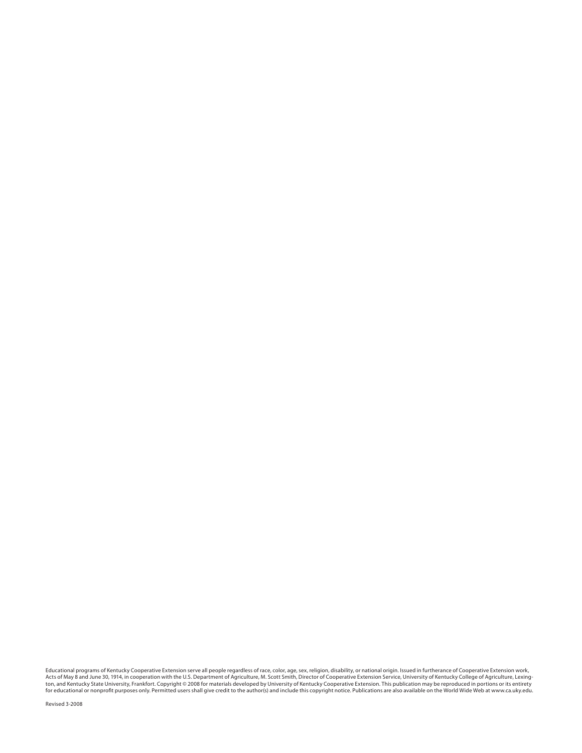Educational programs of Kentucky Cooperative Extension serve all people regardless of race, color, age, sex, religion, disability, or national origin. Issued in furtherance of Cooperative Extension work, Acts of May 8 and June 30, 1914, in cooperation with the U.S. Department of Agriculture, M. Scott Smith, Director of Cooperative Extension Service, University of Kentucky College of Agriculture, Lexington, and Kentucky State University, Frankfort. Copyright © 2008 for materials developed by University of Kentucky Cooperative Extension. This publication may be reproduced in portions or its entirety for educational or nonprofit purposes only. Permitted users shall give credit to the author(s) and include this copyright notice. Publications are also available on the World Wide Web at www.ca.uky.edu.

Revised 3-2008